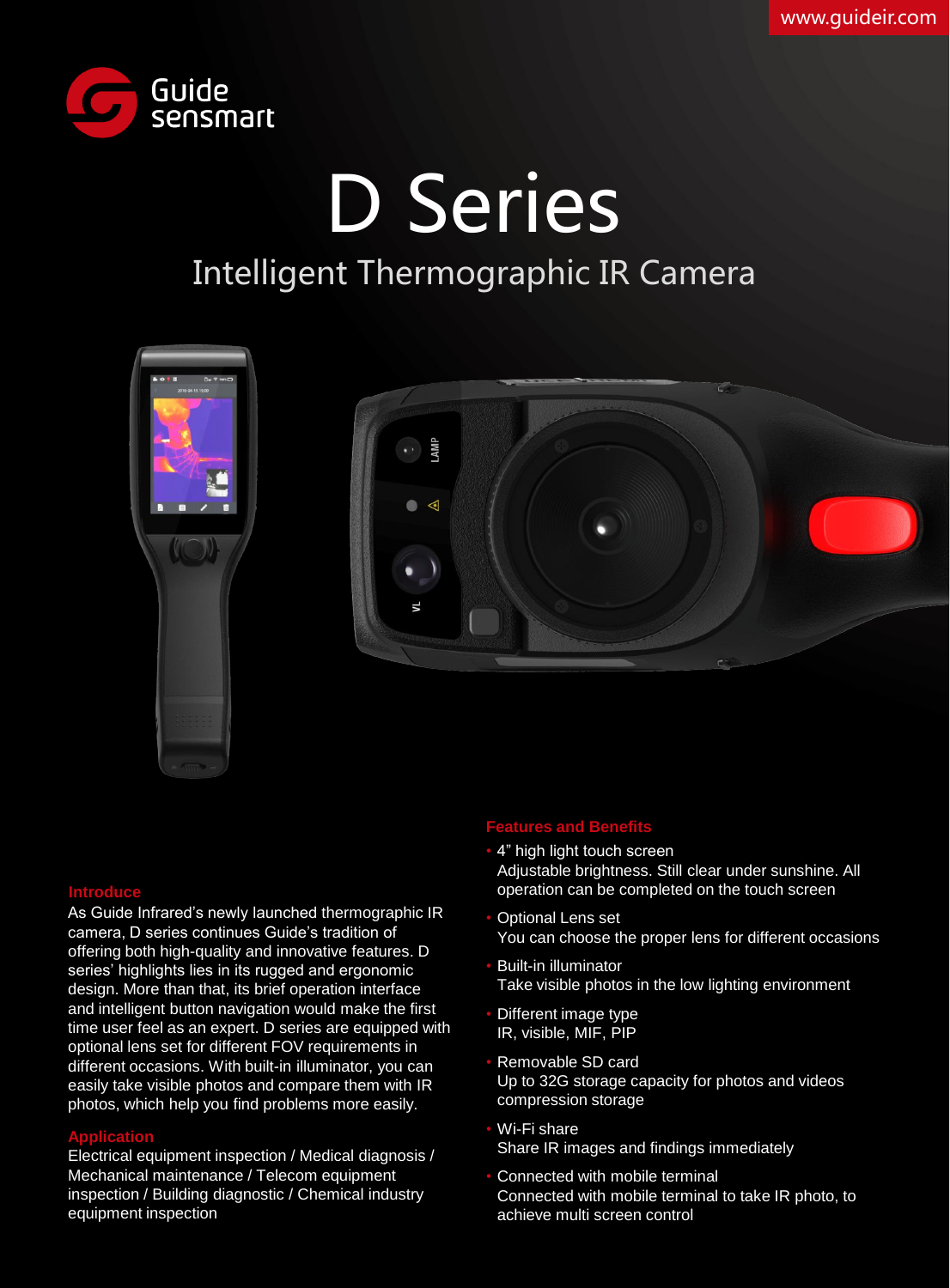www.guideir.com

Guide sensmart

# D Series

## Intelligent Thermographic IR Camera

### Introduce

As Guide Infrared's newly launched thermographic IR camera, D series continues Guide's tradition of offering both high-quality and innovative features. D series' highlights lies in its rugged and ergonomic design. More than that, its brief operation interface and intelligent button navigation would make the first time user feel as an expert. D series are equipped with optional lens set for different FOV requirements in different occasions. With built-in illuminator, you can easily take visible photos and compare them with IR photos, which help you find problems more easily.

### Application

Electrical equipment inspection / Medical diagnosis / Mechanical maintenance / Telecom equipment inspection / Building diagnostic / Chemical industry equipment inspection

### Features and Benefits

- 4" high light touch screen
  Adjustable brightness. Still clear under sunshine. All operation can be completed on the touch screen
- Optional Lens set
  You can choose the proper lens for different occasions
- Built-in illuminator
  Take visible photos in the low lighting environment
- Different image type
  IR, visible, MIF, PIP
- Removable SD card
  Up to 32G storage capacity for photos and videos compression storage
- Wi-Fi share
  Share IR images and findings immediately
- Connected with mobile terminal
  Connected with mobile terminal to take IR photo, to achieve multi screen control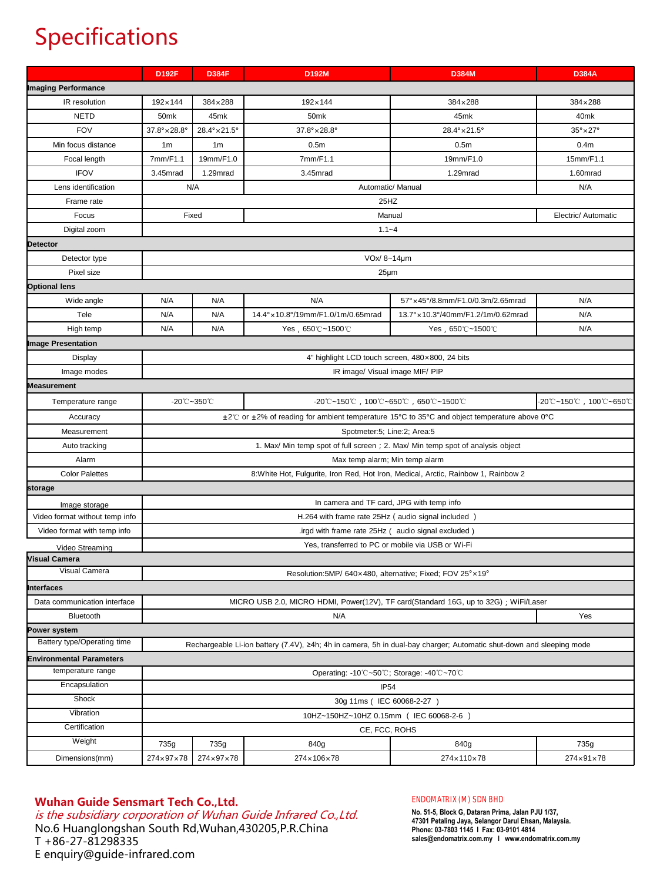# Specifications

| | D192F | D384F | D192M | D384M | D384A |
|---|---|---|---|---|---|
| **Imaging Performance** | | | | | |
| IR resolution | 192×144 | 384×288 | 192×144 | 384×288 | 384×288 |
| NETD | 50mk | 45mk | 50mk | 45mk | 40mk |
| FOV | 37.8°×28.8° | 28.4°×21.5° | 37.8°×28.8° | 28.4°×21.5° | 35°×27° |
| Min focus distance | 1m | 1m | 0.5m | 0.5m | 0.4m |
| Focal length | 7mm/F1.1 | 19mm/F1.0 | 7mm/F1.1 | 19mm/F1.0 | 15mm/F1.1 |
| IFOV | 3.45mrad | 1.29mrad | 3.45mrad | 1.29mrad | 1.60mrad |
| Lens identification | N/A | | Automatic/ Manual | | N/A |
| Frame rate | 25HZ | | | | |
| Focus | Fixed | | Manual | | Electric/ Automatic |
| Digital zoom | 1.1~4 | | | | |
| **Detector** | | | | | |
| Detector type | VOx/ 8~14μm | | | | |
| Pixel size | 25μm | | | | |
| **Optional lens** | | | | | |
| Wide angle | N/A | N/A | N/A | 57°×45°/8.8mm/F1.0/0.3m/2.65mrad | N/A |
| Tele | N/A | N/A | 14.4°×10.8°/19mm/F1.0/1m/0.65mrad | 13.7°×10.3°/40mm/F1.2/1m/0.62mrad | N/A |
| High temp | N/A | N/A | Yes，650℃~1500℃ | Yes，650℃~1500℃ | N/A |
| **Image Presentation** | | | | | |
| Display | 4" highlight LCD touch screen, 480×800, 24 bits | | | | |
| Image modes | IR image/ Visual image MIF/ PIP | | | | |
| **Measurement** | | | | | |
| Temperature range | -20℃~350℃ | | -20℃~150℃，100℃~650℃，650℃~1500℃ | | -20℃~150℃，100℃~650℃ |
| Accuracy | ±2℃ or ±2% of reading for ambient temperature 15°C to 35°C and object temperature above 0°C | | | | |
| Measurement | Spotmeter:5; Line:2; Area:5 | | | | |
| Auto tracking | 1. Max/ Min temp spot of full screen；2. Max/ Min temp spot of analysis object | | | | |
| Alarm | Max temp alarm; Min temp alarm | | | | |
| Color Palettes | 8:White Hot, Fulgurite, Iron Red, Hot Iron, Medical, Arctic, Rainbow 1, Rainbow 2 | | | | |
| **storage** | | | | | |
| Image storage | In camera and TF card, JPG with temp info | | | | |
| Video format without temp info | H.264 with frame rate 25Hz ( audio signal included ) | | | | |
| Video format with temp info | .irgd with frame rate 25Hz ( audio signal excluded ) | | | | |
| Video Streaming | Yes, transferred to PC or mobile via USB or Wi-Fi | | | | |
| **Visual Camera** | | | | | |
| Visual Camera | Resolution:5MP/ 640×480, alternative; Fixed; FOV 25°×19° | | | | |
| **Interfaces** | | | | | |
| Data communication interface | MICRO USB 2.0, MICRO HDMI, Power(12V), TF card(Standard 16G, up to 32G)；WiFi/Laser | | | | |
| Bluetooth | N/A | | | | Yes |
| **Power system** | | | | | |
| Battery type/Operating time | Rechargeable Li-ion battery (7.4V), ≥4h; 4h in camera, 5h in dual-bay charger; Automatic shut-down and sleeping mode | | | | |
| **Environmental Parameters** | | | | | |
| temperature range | Operating: -10℃~50℃; Storage: -40℃~70℃ | | | | |
| Encapsulation | IP54 | | | | |
| Shock | 30g 11ms ( IEC 60068-2-27 ) | | | | |
| Vibration | 10HZ~150HZ~10HZ 0.15mm ( IEC 60068-2-6 ) | | | | |
| Certification | CE, FCC, ROHS | | | | |
| Weight | 735g | 735g | 840g | 840g | 735g |
| Dimensions(mm) | 274×97×78 | 274×97×78 | 274×106×78 | 274×110×78 | 274×91×78 |

**Wuhan Guide Sensmart Tech Co.,Ltd.**
*is the subsidiary corporation of Wuhan Guide Infrared Co.,Ltd.*
No.6 Huanglongshan South Rd,Wuhan,430205,P.R.China
T +86-27-81298335
E enquiry@guide-infrared.com

ENDOMATRIX (M) SDN BHD
**No. 51-5, Block G, Dataran Prima, Jalan PJU 1/37,**
**47301 Petaling Jaya, Selangor Darul Ehsan, Malaysia.**
**Phone: 03-7803 1145 I Fax: 03-9101 4814**
**sales@endomatrix.com.my I www.endomatrix.com.my**